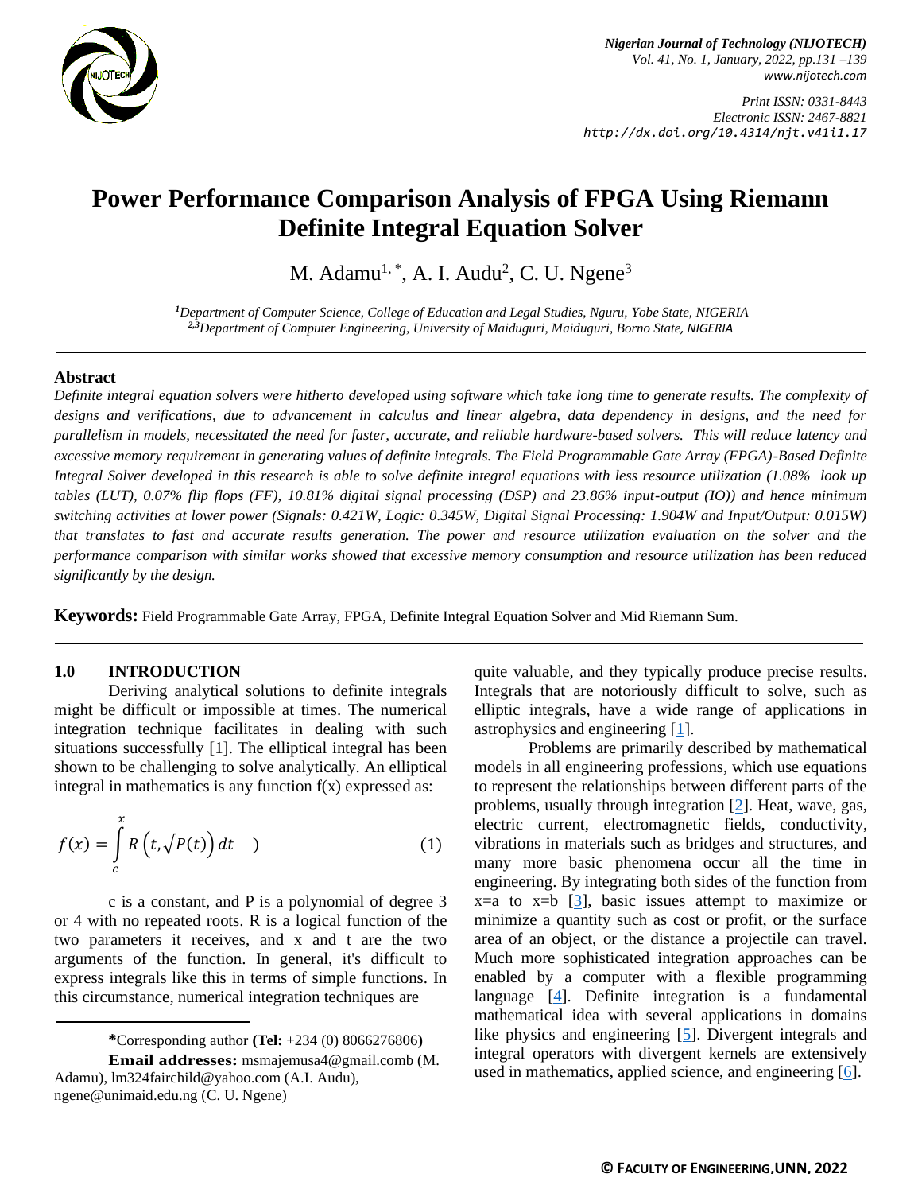# Power Performance Comparison Analysis of FPGA Using Riemann Definite Integral Equation Solver

M. Adamu[1,*], A. I. Audu[2], C. U. Ngene[3]

[1]*Department of Computer Science, College of Education and Legal Studies, Nguru, Yobe State, NIGERIA*
[2,3]*Department of Computer Engineering, University of Maiduguri, Maiduguri, Borno State, NIGERIA*

## Abstract

*Definite integral equation solvers were hitherto developed using software which take long time to generate results. The complexity of designs and verifications, due to advancement in calculus and linear algebra, data dependency in designs, and the need for parallelism in models, necessitated the need for faster, accurate, and reliable hardware-based solvers. This will reduce latency and excessive memory requirement in generating values of definite integrals. The Field Programmable Gate Array (FPGA)-Based Definite Integral Solver developed in this research is able to solve definite integral equations with less resource utilization (1.08% look up tables (LUT), 0.07% flip flops (FF), 10.81% digital signal processing (DSP) and 23.86% input-output (IO)) and hence minimum switching activities at lower power (Signals: 0.421W, Logic: 0.345W, Digital Signal Processing: 1.904W and Input/Output: 0.015W) that translates to fast and accurate results generation. The power and resource utilization evaluation on the solver and the performance comparison with similar works showed that excessive memory consumption and resource utilization has been reduced significantly by the design.*

**Keywords:** Field Programmable Gate Array, FPGA, Definite Integral Equation Solver and Mid Riemann Sum.

## 1.0 INTRODUCTION

Deriving analytical solutions to definite integrals might be difficult or impossible at times. The numerical integration technique facilitates in dealing with such situations successfully [1]. The elliptical integral has been shown to be challenging to solve analytically. An elliptical integral in mathematics is any function f(x) expressed as:

$$f(x) = \int_{c}^{x} R\left(t, \sqrt{P(t)}\right) dt \quad ) \tag{1}$$

c is a constant, and P is a polynomial of degree 3 or 4 with no repeated roots. R is a logical function of the two parameters it receives, and x and t are the two arguments of the function. In general, it's difficult to express integrals like this in terms of simple functions. In this circumstance, numerical integration techniques are quite valuable, and they typically produce precise results. Integrals that are notoriously difficult to solve, such as elliptic integrals, have a wide range of applications in astrophysics and engineering [1].

Problems are primarily described by mathematical models in all engineering professions, which use equations to represent the relationships between different parts of the problems, usually through integration [2]. Heat, wave, gas, electric current, electromagnetic fields, conductivity, vibrations in materials such as bridges and structures, and many more basic phenomena occur all the time in engineering. By integrating both sides of the function from x=a to x=b [3], basic issues attempt to maximize or minimize a quantity such as cost or profit, or the surface area of an object, or the distance a projectile can travel. Much more sophisticated integration approaches can be enabled by a computer with a flexible programming language [4]. Definite integration is a fundamental mathematical idea with several applications in domains like physics and engineering [5]. Divergent integrals and integral operators with divergent kernels are extensively used in mathematics, applied science, and engineering [6].

---

***Corresponding author (Tel:** +234 (0) 8066276806**)**

**Email addresses:** msmajemusa4@gmail.comb (M. Adamu), lm324fairchild@yahoo.com (A.I. Audu), ngene@unimaid.edu.ng (C. U. Ngene)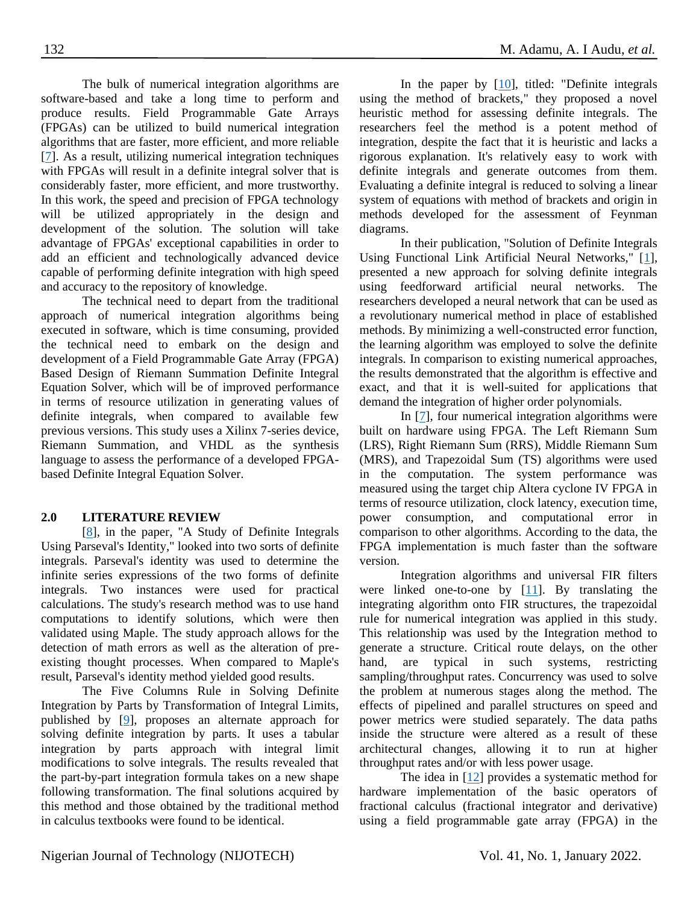The bulk of numerical integration algorithms are software-based and take a long time to perform and produce results. Field Programmable Gate Arrays (FPGAs) can be utilized to build numerical integration algorithms that are faster, more efficient, and more reliable [7]. As a result, utilizing numerical integration techniques with FPGAs will result in a definite integral solver that is considerably faster, more efficient, and more trustworthy. In this work, the speed and precision of FPGA technology will be utilized appropriately in the design and development of the solution. The solution will take advantage of FPGAs' exceptional capabilities in order to add an efficient and technologically advanced device capable of performing definite integration with high speed and accuracy to the repository of knowledge.

The technical need to depart from the traditional approach of numerical integration algorithms being executed in software, which is time consuming, provided the technical need to embark on the design and development of a Field Programmable Gate Array (FPGA) Based Design of Riemann Summation Definite Integral Equation Solver, which will be of improved performance in terms of resource utilization in generating values of definite integrals, when compared to available few previous versions. This study uses a Xilinx 7-series device, Riemann Summation, and VHDL as the synthesis language to assess the performance of a developed FPGA-based Definite Integral Equation Solver.

## 2.0 LITERATURE REVIEW

[8], in the paper, "A Study of Definite Integrals Using Parseval's Identity," looked into two sorts of definite integrals. Parseval's identity was used to determine the infinite series expressions of the two forms of definite integrals. Two instances were used for practical calculations. The study's research method was to use hand computations to identify solutions, which were then validated using Maple. The study approach allows for the detection of math errors as well as the alteration of pre-existing thought processes. When compared to Maple's result, Parseval's identity method yielded good results.

The Five Columns Rule in Solving Definite Integration by Parts by Transformation of Integral Limits, published by [9], proposes an alternate approach for solving definite integration by parts. It uses a tabular integration by parts approach with integral limit modifications to solve integrals. The results revealed that the part-by-part integration formula takes on a new shape following transformation. The final solutions acquired by this method and those obtained by the traditional method in calculus textbooks were found to be identical.

In the paper by [10], titled: "Definite integrals using the method of brackets," they proposed a novel heuristic method for assessing definite integrals. The researchers feel the method is a potent method of integration, despite the fact that it is heuristic and lacks a rigorous explanation. It's relatively easy to work with definite integrals and generate outcomes from them. Evaluating a definite integral is reduced to solving a linear system of equations with method of brackets and origin in methods developed for the assessment of Feynman diagrams.

In their publication, "Solution of Definite Integrals Using Functional Link Artificial Neural Networks," [1], presented a new approach for solving definite integrals using feedforward artificial neural networks. The researchers developed a neural network that can be used as a revolutionary numerical method in place of established methods. By minimizing a well-constructed error function, the learning algorithm was employed to solve the definite integrals. In comparison to existing numerical approaches, the results demonstrated that the algorithm is effective and exact, and that it is well-suited for applications that demand the integration of higher order polynomials.

In [7], four numerical integration algorithms were built on hardware using FPGA. The Left Riemann Sum (LRS), Right Riemann Sum (RRS), Middle Riemann Sum (MRS), and Trapezoidal Sum (TS) algorithms were used in the computation. The system performance was measured using the target chip Altera cyclone IV FPGA in terms of resource utilization, clock latency, execution time, power consumption, and computational error in comparison to other algorithms. According to the data, the FPGA implementation is much faster than the software version.

Integration algorithms and universal FIR filters were linked one-to-one by [11]. By translating the integrating algorithm onto FIR structures, the trapezoidal rule for numerical integration was applied in this study. This relationship was used by the Integration method to generate a structure. Critical route delays, on the other hand, are typical in such systems, restricting sampling/throughput rates. Concurrency was used to solve the problem at numerous stages along the method. The effects of pipelined and parallel structures on speed and power metrics were studied separately. The data paths inside the structure were altered as a result of these architectural changes, allowing it to run at higher throughput rates and/or with less power usage.

The idea in [12] provides a systematic method for hardware implementation of the basic operators of fractional calculus (fractional integrator and derivative) using a field programmable gate array (FPGA) in the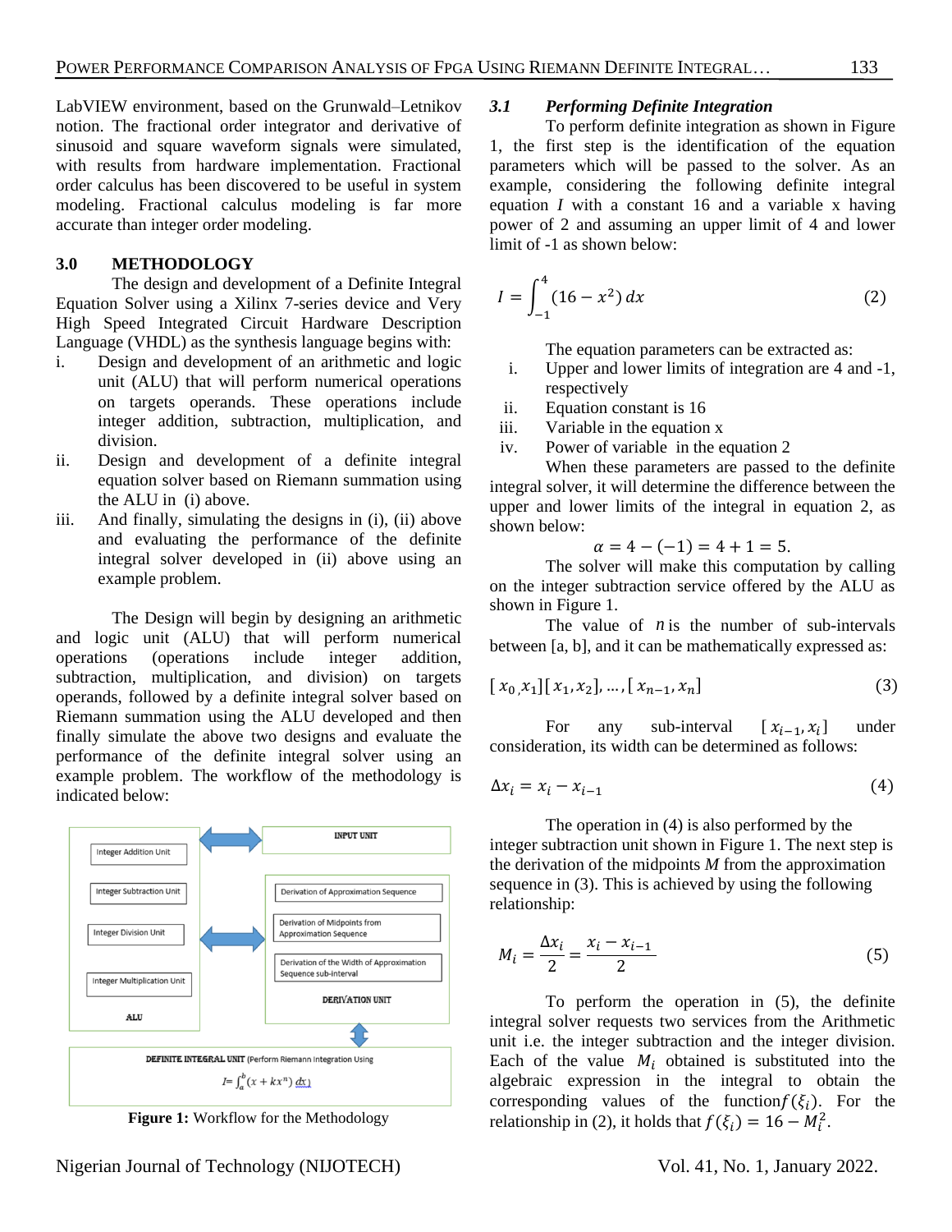LabVIEW environment, based on the Grunwald–Letnikov notion. The fractional order integrator and derivative of sinusoid and square waveform signals were simulated, with results from hardware implementation. Fractional order calculus has been discovered to be useful in system modeling. Fractional calculus modeling is far more accurate than integer order modeling.

## 3.0 METHODOLOGY

The design and development of a Definite Integral Equation Solver using a Xilinx 7-series device and Very High Speed Integrated Circuit Hardware Description Language (VHDL) as the synthesis language begins with:

i. Design and development of an arithmetic and logic unit (ALU) that will perform numerical operations on targets operands. These operations include integer addition, subtraction, multiplication, and division.

ii. Design and development of a definite integral equation solver based on Riemann summation using the ALU in (i) above.

iii. And finally, simulating the designs in (i), (ii) above and evaluating the performance of the definite integral solver developed in (ii) above using an example problem.

The Design will begin by designing an arithmetic and logic unit (ALU) that will perform numerical operations (operations include integer addition, subtraction, multiplication, and division) on targets operands, followed by a definite integral solver based on Riemann summation using the ALU developed and then finally simulate the above two designs and evaluate the performance of the definite integral solver using an example problem. The workflow of the methodology is indicated below:

Integer Addition Unit

Integer Subtraction Unit

Integer Division Unit

Integer Multiplication Unit

ALU

INPUT UNIT

Derivation of Approximation Sequence

Derivation of Midpoints from Approximation Sequence

Derivation of the Width of Approximation Sequence sub-interval

DERIVATION UNIT

DEFINITE INTEGRAL UNIT (Perform Riemann Integration Using $I = \int_a^b (x + kx^n)\,dx$)

**Figure 1:** Workflow for the Methodology

### 3.1 *Performing Definite Integration*

To perform definite integration as shown in Figure 1, the first step is the identification of the equation parameters which will be passed to the solver. As an example, considering the following definite integral equation $I$ with a constant 16 and a variable x having power of 2 and assuming an upper limit of 4 and lower limit of -1 as shown below:

$$I = \int_{-1}^{4} (16 - x^2)\,dx \tag{2}$$

The equation parameters can be extracted as:

i. Upper and lower limits of integration are 4 and -1, respectively
ii. Equation constant is 16
iii. Variable in the equation x
iv. Power of variable in the equation 2

When these parameters are passed to the definite integral solver, it will determine the difference between the upper and lower limits of the integral in equation 2, as shown below:

$$\alpha = 4 - (-1) = 4 + 1 = 5.$$

The solver will make this computation by calling on the integer subtraction service offered by the ALU as shown in Figure 1.

The value of $n$ is the number of sub-intervals between [a, b], and it can be mathematically expressed as:

$$[x_0, x_1][x_1, x_2], \ldots, [x_{n-1}, x_n] \tag{3}$$

For any sub-interval $[x_{i-1}, x_i]$ under consideration, its width can be determined as follows:

$$\Delta x_i = x_i - x_{i-1} \tag{4}$$

The operation in (4) is also performed by the integer subtraction unit shown in Figure 1. The next step is the derivation of the midpoints *M* from the approximation sequence in (3). This is achieved by using the following relationship:

$$M_i = \frac{\Delta x_i}{2} = \frac{x_i - x_{i-1}}{2} \tag{5}$$

To perform the operation in (5), the definite integral solver requests two services from the Arithmetic unit i.e. the integer subtraction and the integer division. Each of the value $M_i$ obtained is substituted into the algebraic expression in the integral to obtain the corresponding values of the function $f(\xi_i)$. For the relationship in (2), it holds that $f(\xi_i) = 16 - M_i^2$.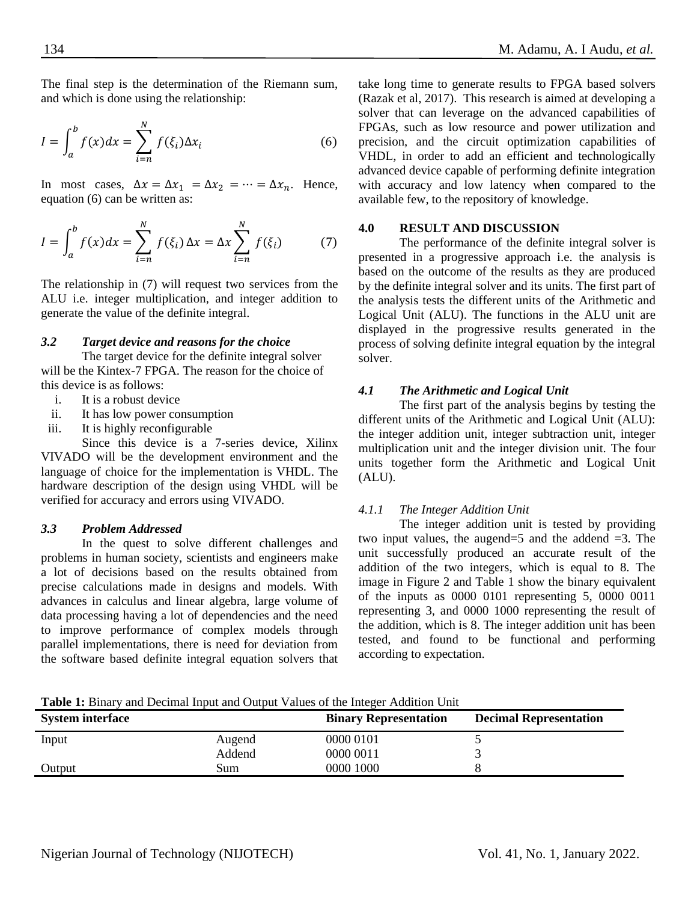The final step is the determination of the Riemann sum, and which is done using the relationship:

$$I = \int_a^b f(x)dx = \sum_{i=n}^{N} f(\xi_i)\Delta x_i \tag{6}$$

In most cases, $\Delta x = \Delta x_1 = \Delta x_2 = \cdots = \Delta x_n$. Hence, equation (6) can be written as:

$$I = \int_a^b f(x)dx = \sum_{i=n}^{N} f(\xi_i)\,\Delta x = \Delta x \sum_{i=n}^{N} f(\xi_i) \tag{7}$$

The relationship in (7) will request two services from the ALU i.e. integer multiplication, and integer addition to generate the value of the definite integral.

### *3.2 Target device and reasons for the choice*

The target device for the definite integral solver will be the Kintex-7 FPGA. The reason for the choice of this device is as follows:

i. It is a robust device
ii. It has low power consumption
iii. It is highly reconfigurable

Since this device is a 7-series device, Xilinx VIVADO will be the development environment and the language of choice for the implementation is VHDL. The hardware description of the design using VHDL will be verified for accuracy and errors using VIVADO.

### *3.3 Problem Addressed*

In the quest to solve different challenges and problems in human society, scientists and engineers make a lot of decisions based on the results obtained from precise calculations made in designs and models. With advances in calculus and linear algebra, large volume of data processing having a lot of dependencies and the need to improve performance of complex models through parallel implementations, there is need for deviation from the software based definite integral equation solvers that take long time to generate results to FPGA based solvers (Razak et al, 2017). This research is aimed at developing a solver that can leverage on the advanced capabilities of FPGAs, such as low resource and power utilization and precision, and the circuit optimization capabilities of VHDL, in order to add an efficient and technologically advanced device capable of performing definite integration with accuracy and low latency when compared to the available few, to the repository of knowledge.

## 4.0 RESULT AND DISCUSSION

The performance of the definite integral solver is presented in a progressive approach i.e. the analysis is based on the outcome of the results as they are produced by the definite integral solver and its units. The first part of the analysis tests the different units of the Arithmetic and Logical Unit (ALU). The functions in the ALU unit are displayed in the progressive results generated in the process of solving definite integral equation by the integral solver.

### *4.1 The Arithmetic and Logical Unit*

The first part of the analysis begins by testing the different units of the Arithmetic and Logical Unit (ALU): the integer addition unit, integer subtraction unit, integer multiplication unit and the integer division unit. The four units together form the Arithmetic and Logical Unit (ALU).

#### *4.1.1 The Integer Addition Unit*

The integer addition unit is tested by providing two input values, the augend=5 and the addend =3. The unit successfully produced an accurate result of the addition of the two integers, which is equal to 8. The image in Figure 2 and Table 1 show the binary equivalent of the inputs as 0000 0101 representing 5, 0000 0011 representing 3, and 0000 1000 representing the result of the addition, which is 8. The integer addition unit has been tested, and found to be functional and performing according to expectation.

**Table 1:** Binary and Decimal Input and Output Values of the Integer Addition Unit

| System interface | | Binary Representation | Decimal Representation |
|---|---|---|---|
| Input | Augend | 0000 0101 | 5 |
| | Addend | 0000 0011 | 3 |
| Output | Sum | 0000 1000 | 8 |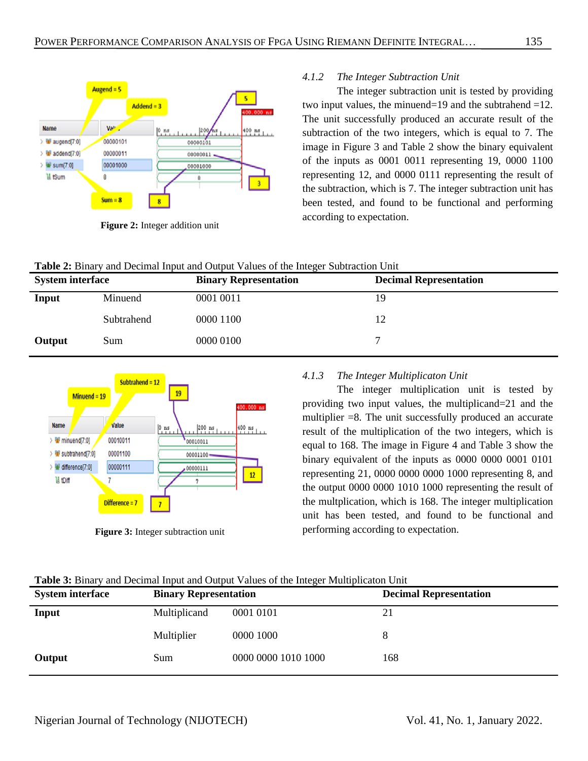**Figure 2:** Integer addition unit

#### 4.1.2 *The Integer Subtraction Unit*

The integer subtraction unit is tested by providing two input values, the minuend=19 and the subtrahend =12. The unit successfully produced an accurate result of the subtraction of the two integers, which is equal to 7. The image in Figure 3 and Table 2 show the binary equivalent of the inputs as 0001 0011 representing 19, 0000 1100 representing 12, and 0000 0111 representing the result of the subtraction, which is 7. The integer subtraction unit has been tested, and found to be functional and performing according to expectation.

**Table 2:** Binary and Decimal Input and Output Values of the Integer Subtraction Unit

| System interface | | Binary Representation | Decimal Representation |
|---|---|---|---|
| **Input** | Minuend | 0001 0011 | 19 |
| | Subtrahend | 0000 1100 | 12 |
| **Output** | Sum | 0000 0100 | 7 |

**Figure 3:** Integer subtraction unit

#### 4.1.3 *The Integer Multiplicaton Unit*

The integer multiplication unit is tested by providing two input values, the multiplicand=21 and the multiplier =8. The unit successfully produced an accurate result of the multiplication of the two integers, which is equal to 168. The image in Figure 4 and Table 3 show the binary equivalent of the inputs as 0000 0000 0001 0101 representing 21, 0000 0000 0000 1000 representing 8, and the output 0000 0000 1010 1000 representing the result of the multplication, which is 168. The integer multiplication unit has been tested, and found to be functional and performing according to expectation.

**Table 3:** Binary and Decimal Input and Output Values of the Integer Multiplicaton Unit

| System interface | Binary Representation | | Decimal Representation |
|---|---|---|---|
| **Input** | Multiplicand | 0001 0101 | 21 |
| | Multiplier | 0000 1000 | 8 |
| **Output** | Sum | 0000 0000 1010 1000 | 168 |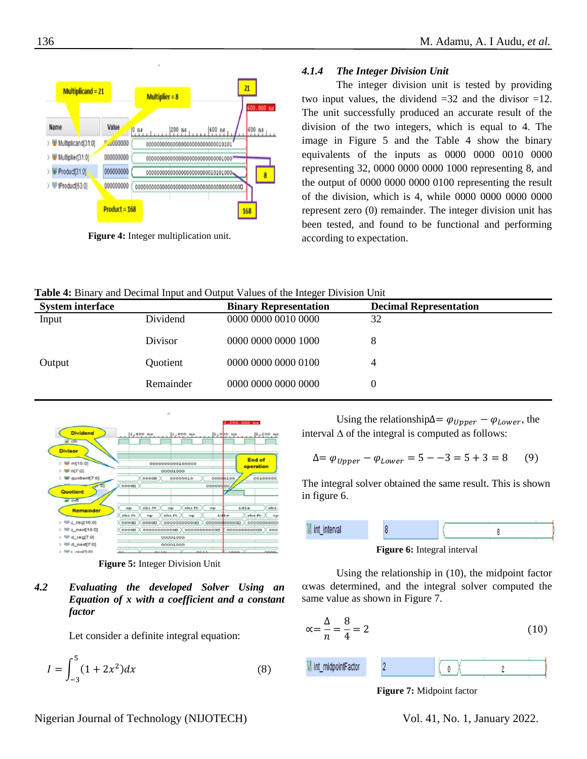Figure 4: Integer multiplication unit.

#### 4.1.4 The Integer Division Unit

The integer division unit is tested by providing two input values, the dividend =32 and the divisor =12. The unit successfully produced an accurate result of the division of the two integers, which is equal to 4. The image in Figure 5 and the Table 4 show the binary equivalents of the inputs as 0000 0000 0010 0000 representing 32, 0000 0000 0000 1000 representing 8, and the output of 0000 0000 0000 0100 representing the result of the division, which is 4, while 0000 0000 0000 0000 represent zero (0) remainder. The integer division unit has been tested, and found to be functional and performing according to expectation.

**Table 4:** Binary and Decimal Input and Output Values of the Integer Division Unit

| System interface | | Binary Representation | Decimal Representation |
|---|---|---|---|
| Input | Dividend | 0000 0000 0010 0000 | 32 |
| | Divisor | 0000 0000 0000 1000 | 8 |
| Output | Quotient | 0000 0000 0000 0100 | 4 |
| | Remainder | 0000 0000 0000 0000 | 0 |

Figure 5: Integer Division Unit

### 4.2 Evaluating the developed Solver Using an Equation of x with a coefficient and a constant factor

Let consider a definite integral equation:

$$I = \int_{-3}^{5} (1 + 2x^2)dx \tag{8}$$

Using the relationship $\Delta = \varphi_{Upper} - \varphi_{Lower}$, the interval $\Delta$ of the integral is computed as follows:

$$\Delta = \varphi_{Upper} - \varphi_{Lower} = 5 - -3 = 5 + 3 = 8 \tag{9}$$

The integral solver obtained the same result. This is shown in figure 6.

Figure 6: Integral interval

Using the relationship in (10), the midpoint factor $\alpha$was determined, and the integral solver computed the same value as shown in Figure 7.

$$\propto = \frac{\Delta}{n} = \frac{8}{4} = 2 \tag{10}$$

Figure 7: Midpoint factor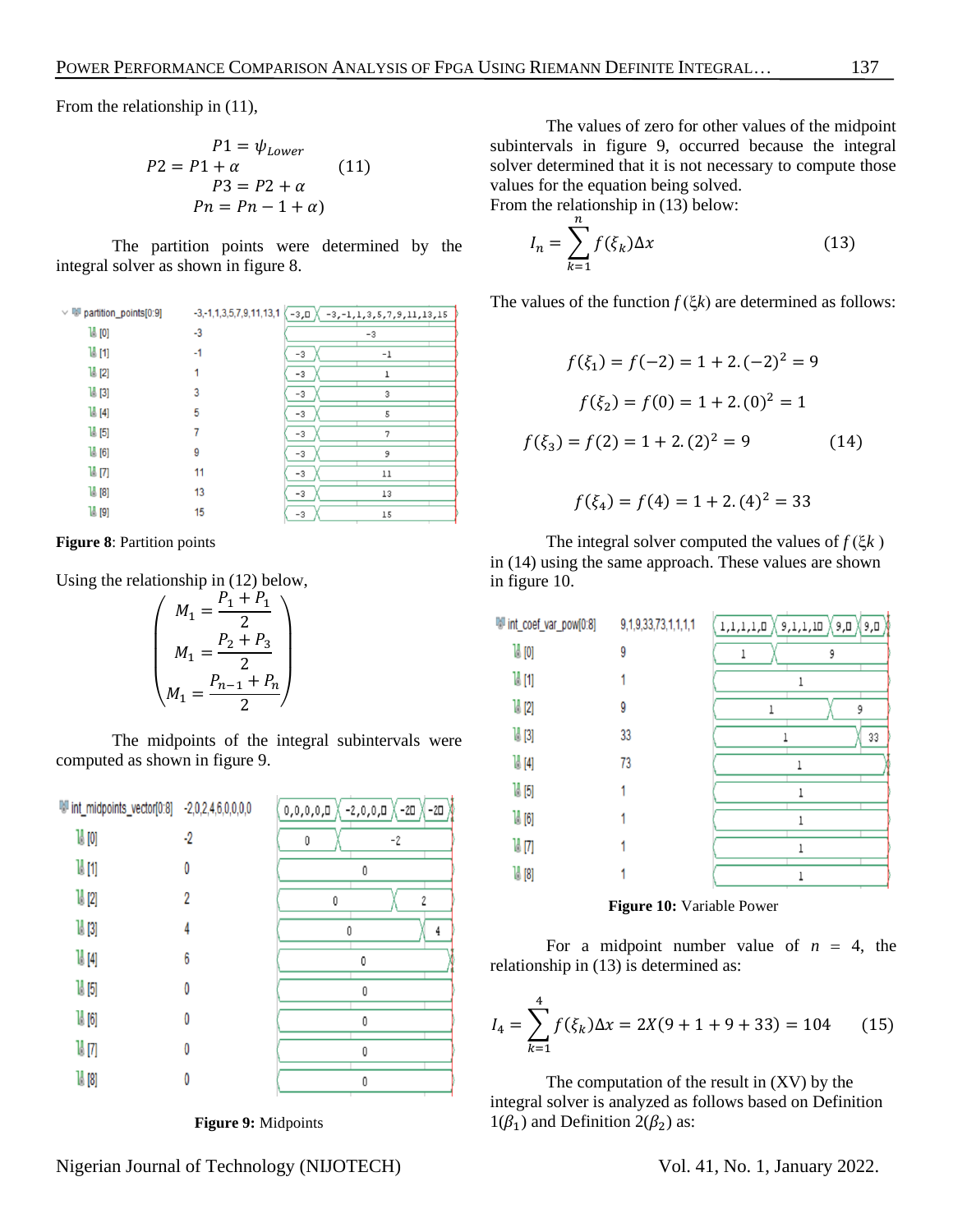From the relationship in (11),

$$\begin{gathered} P1 = \psi_{Lower} \\ P2 = P1 + \alpha \\ P3 = P2 + \alpha \\ Pn = Pn - 1 + \alpha) \end{gathered} \qquad (11)$$

The partition points were determined by the integral solver as shown in figure 8.

**Figure 8**: Partition points

Using the relationship in (12) below,

$$\begin{pmatrix} M_1 = \dfrac{P_1 + P_1}{2} \\ M_1 = \dfrac{P_2 + P_3}{2} \\ M_1 = \dfrac{P_{n-1} + P_n}{2} \end{pmatrix}$$

The midpoints of the integral subintervals were computed as shown in figure 9.

**Figure 9:** Midpoints

The values of zero for other values of the midpoint subintervals in figure 9, occurred because the integral solver determined that it is not necessary to compute those values for the equation being solved.
From the relationship in (13) below:

$$I_n = \sum_{k=1}^{n} f(\xi_k)\Delta x \qquad (13)$$

The values of the function $f(\xi k)$ are determined as follows:

$$\begin{gathered} f(\xi_1) = f(-2) = 1 + 2.(-2)^2 = 9 \\ f(\xi_2) = f(0) = 1 + 2.(0)^2 = 1 \\ f(\xi_3) = f(2) = 1 + 2.(2)^2 = 9 \\ f(\xi_4) = f(4) = 1 + 2.(4)^2 = 33 \end{gathered} \qquad (14)$$

The integral solver computed the values of $f(\xi k)$ in (14) using the same approach. These values are shown in figure 10.

**Figure 10:** Variable Power

For a midpoint number value of $n = 4$, the relationship in (13) is determined as:

$$I_4 = \sum_{k=1}^{4} f(\xi_k)\Delta x = 2X(9 + 1 + 9 + 33) = 104 \qquad (15)$$

The computation of the result in (XV) by the integral solver is analyzed as follows based on Definition $1(\beta_1)$ and Definition $2(\beta_2)$ as: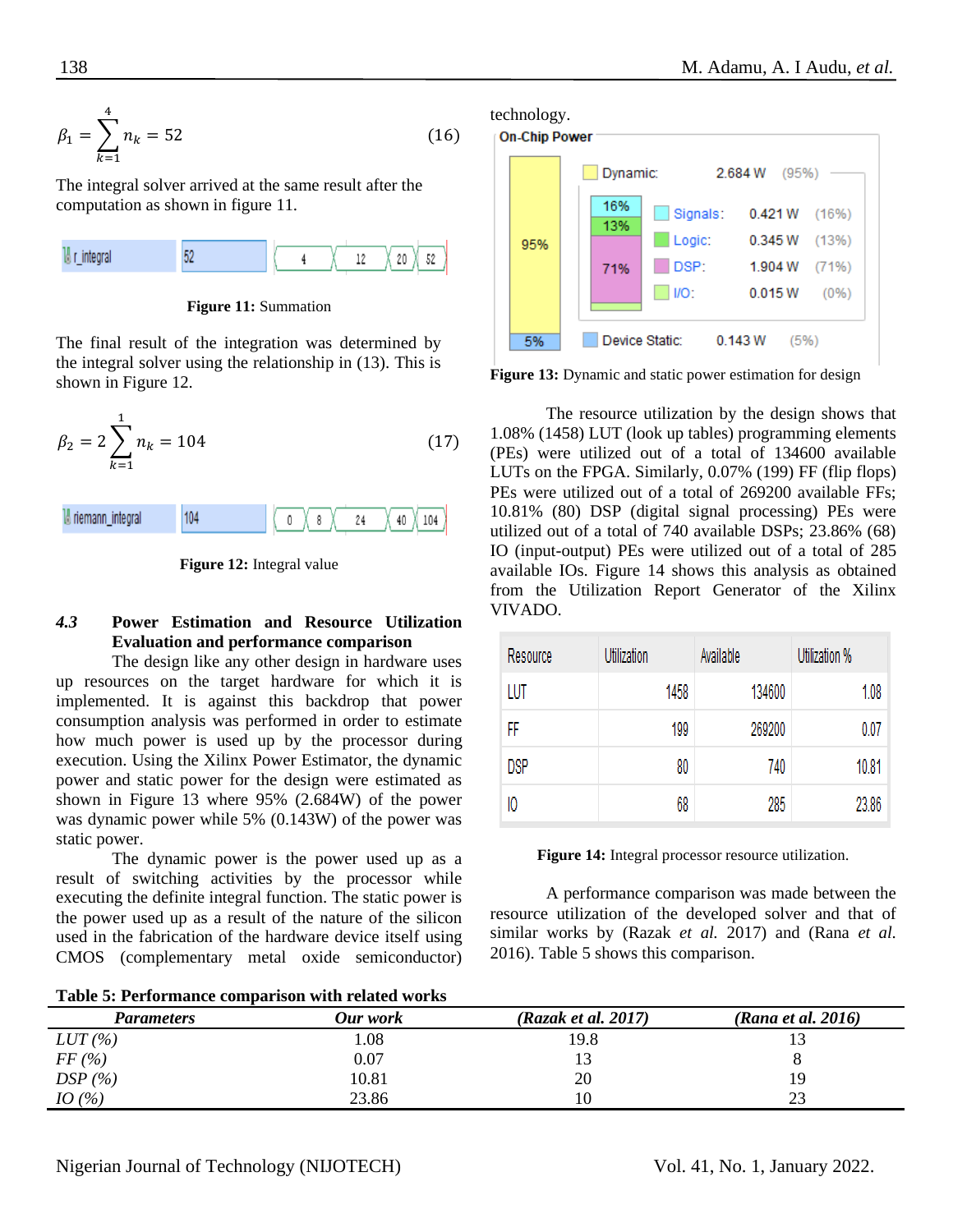$$\beta_1 = \sum_{k=1}^{4} n_k = 52 \quad (16)$$

The integral solver arrived at the same result after the computation as shown in figure 11.

| r_integral | 52 | 4 | 12 | 20 | 52 |
|---|---|---|---|---|---|

**Figure 11:** Summation

The final result of the integration was determined by the integral solver using the relationship in (13). This is shown in Figure 12.

$$\beta_2 = 2\sum_{k=1}^{1} n_k = 104 \quad (17)$$

| riemann_integral | 104 | 0 | 8 | 24 | 40 | 104 |
|---|---|---|---|---|---|---|

**Figure 12:** Integral value

### 4.3 Power Estimation and Resource Utilization Evaluation and performance comparison

The design like any other design in hardware uses up resources on the target hardware for which it is implemented. It is against this backdrop that power consumption analysis was performed in order to estimate how much power is used up by the processor during execution. Using the Xilinx Power Estimator, the dynamic power and static power for the design were estimated as shown in Figure 13 where 95% (2.684W) of the power was dynamic power while 5% (0.143W) of the power was static power.

The dynamic power is the power used up as a result of switching activities by the processor while executing the definite integral function. The static power is the power used up as a result of the nature of the silicon used in the fabrication of the hardware device itself using CMOS (complementary metal oxide semiconductor) technology.

**On-Chip Power**

| Component | Power | Percentage |
|---|---|---|
| Dynamic: | 2.684 W | (95%) |
| Signals: | 0.421 W | (16%) |
| Logic: | 0.345 W | (13%) |
| DSP: | 1.904 W | (71%) |
| I/O: | 0.015 W | (0%) |
| Device Static: | 0.143 W | (5%) |

**Figure 13:** Dynamic and static power estimation for design

The resource utilization by the design shows that 1.08% (1458) LUT (look up tables) programming elements (PEs) were utilized out of a total of 134600 available LUTs on the FPGA. Similarly, 0.07% (199) FF (flip flops) PEs were utilized out of a total of 269200 available FFs; 10.81% (80) DSP (digital signal processing) PEs were utilized out of a total of 740 available DSPs; 23.86% (68) IO (input-output) PEs were utilized out of a total of 285 available IOs. Figure 14 shows this analysis as obtained from the Utilization Report Generator of the Xilinx VIVADO.

| Resource | Utilization | Available | Utilization % |
|---|---|---|---|
| LUT | 1458 | 134600 | 1.08 |
| FF | 199 | 269200 | 0.07 |
| DSP | 80 | 740 | 10.81 |
| IO | 68 | 285 | 23.86 |

**Figure 14:** Integral processor resource utilization.

A performance comparison was made between the resource utilization of the developed solver and that of similar works by (Razak *et al.* 2017) and (Rana *et al.* 2016). Table 5 shows this comparison.

**Table 5: Performance comparison with related works**

| *Parameters* | *Our work* | *(Razak et al. 2017)* | *(Rana et al. 2016)* |
|---|---|---|---|
| *LUT (%)* | 1.08 | 19.8 | 13 |
| *FF (%)* | 0.07 | 13 | 8 |
| *DSP (%)* | 10.81 | 20 | 19 |
| *IO (%)* | 23.86 | 10 | 23 |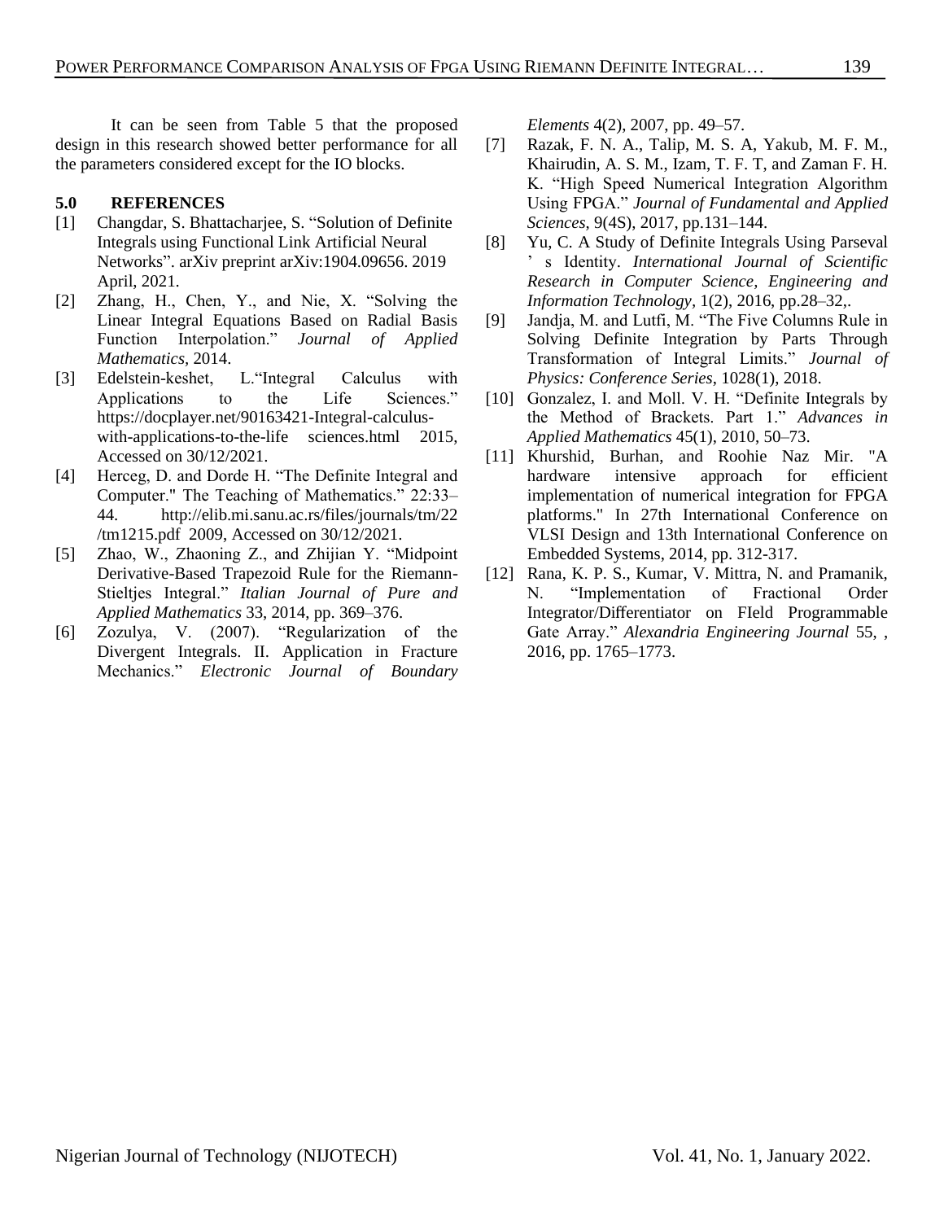It can be seen from Table 5 that the proposed design in this research showed better performance for all the parameters considered except for the IO blocks.

## 5.0 REFERENCES

[1] Changdar, S. Bhattacharjee, S. "Solution of Definite Integrals using Functional Link Artificial Neural Networks". arXiv preprint arXiv:1904.09656. 2019 April, 2021.

[2] Zhang, H., Chen, Y., and Nie, X. "Solving the Linear Integral Equations Based on Radial Basis Function Interpolation." *Journal of Applied Mathematics*, 2014.

[3] Edelstein-keshet, L."Integral Calculus with Applications to the Life Sciences." https://docplayer.net/90163421-Integral-calculus-with-applications-to-the-life sciences.html 2015, Accessed on 30/12/2021.

[4] Herceg, D. and Dorde H. "The Definite Integral and Computer." The Teaching of Mathematics." 22:33–44. http://elib.mi.sanu.ac.rs/files/journals/tm/22/tm1215.pdf 2009, Accessed on 30/12/2021.

[5] Zhao, W., Zhaoning Z., and Zhijian Y. "Midpoint Derivative-Based Trapezoid Rule for the Riemann-Stieltjes Integral." *Italian Journal of Pure and Applied Mathematics* 33, 2014, pp. 369–376.

[6] Zozulya, V. (2007). "Regularization of the Divergent Integrals. II. Application in Fracture Mechanics." *Electronic Journal of Boundary Elements* 4(2), 2007, pp. 49–57.

[7] Razak, F. N. A., Talip, M. S. A, Yakub, M. F. M., Khairudin, A. S. M., Izam, T. F. T, and Zaman F. H. K. "High Speed Numerical Integration Algorithm Using FPGA." *Journal of Fundamental and Applied Sciences*, 9(4S), 2017, pp.131–144.

[8] Yu, C. A Study of Definite Integrals Using Parseval ' s Identity. *International Journal of Scientific Research in Computer Science, Engineering and Information Technology*, 1(2), 2016, pp.28–32,.

[9] Jandja, M. and Lutfi, M. "The Five Columns Rule in Solving Definite Integration by Parts Through Transformation of Integral Limits." *Journal of Physics: Conference Series*, 1028(1), 2018.

[10] Gonzalez, I. and Moll. V. H. "Definite Integrals by the Method of Brackets. Part 1." *Advances in Applied Mathematics* 45(1), 2010, 50–73.

[11] Khurshid, Burhan, and Roohie Naz Mir. "A hardware intensive approach for efficient implementation of numerical integration for FPGA platforms." In 27th International Conference on VLSI Design and 13th International Conference on Embedded Systems, 2014, pp. 312-317.

[12] Rana, K. P. S., Kumar, V. Mittra, N. and Pramanik, N. "Implementation of Fractional Order Integrator/Differentiator on FIeld Programmable Gate Array." *Alexandria Engineering Journal* 55, , 2016, pp. 1765–1773.